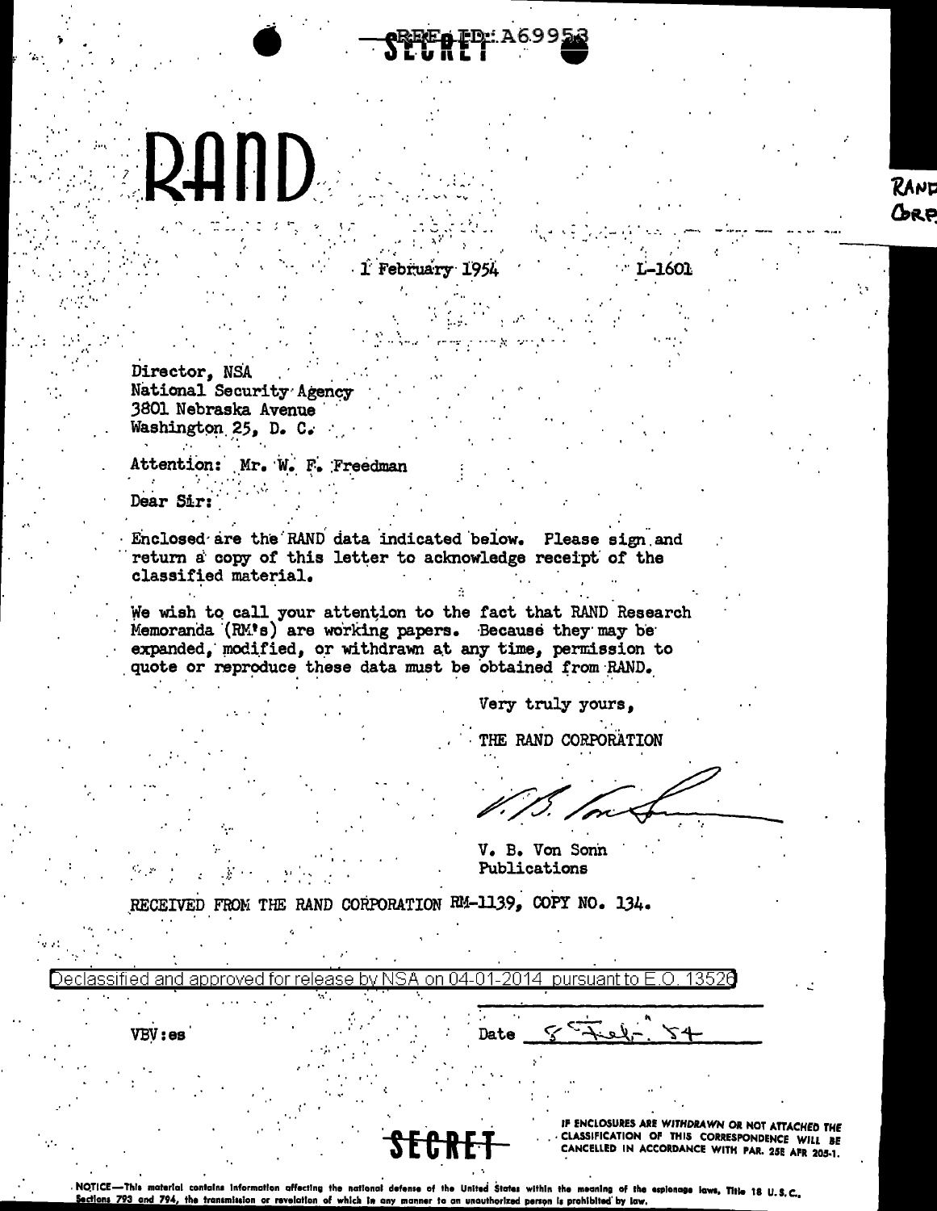REF ID:A69953

SECRET

# RAND

1 February 1954 L-1601

Director, NSA
National Security Agency
3801 Nebraska Avenue
Washington 25, D. C.

Attention: Mr. W. F. Freedman

Dear Sir:

Enclosed are the RAND data indicated below. Please sign and return a copy of this letter to acknowledge receipt of the classified material.

We wish to call your attention to the fact that RAND Research Memoranda (RM's) are working papers. Because they may be expanded, modified, or withdrawn at any time, permission to quote or reproduce these data must be obtained from RAND.

Very truly yours,

THE RAND CORPORATION

V. B. Von Sonn
Publications

RECEIVED FROM THE RAND CORPORATION RM-1139, COPY NO. 134.

Declassified and approved for release by NSA on 04-01-2014 pursuant to E.O. 13526

VBV:es

Date 5 Feb. 54

SECRET

IF ENCLOSURES ARE WITHDRAWN OR NOT ATTACHED THE CLASSIFICATION OF THIS CORRESPONDENCE WILL BE CANCELLED IN ACCORDANCE WITH PAR. 25E AFR 205-1.

NOTICE—This material contains information affecting the national defense of the United States within the meaning of the espionage laws, Title 18 U.S.C., Sections 793 and 794, the transmission or revelation of which in any manner to an unauthorized person is prohibited by law.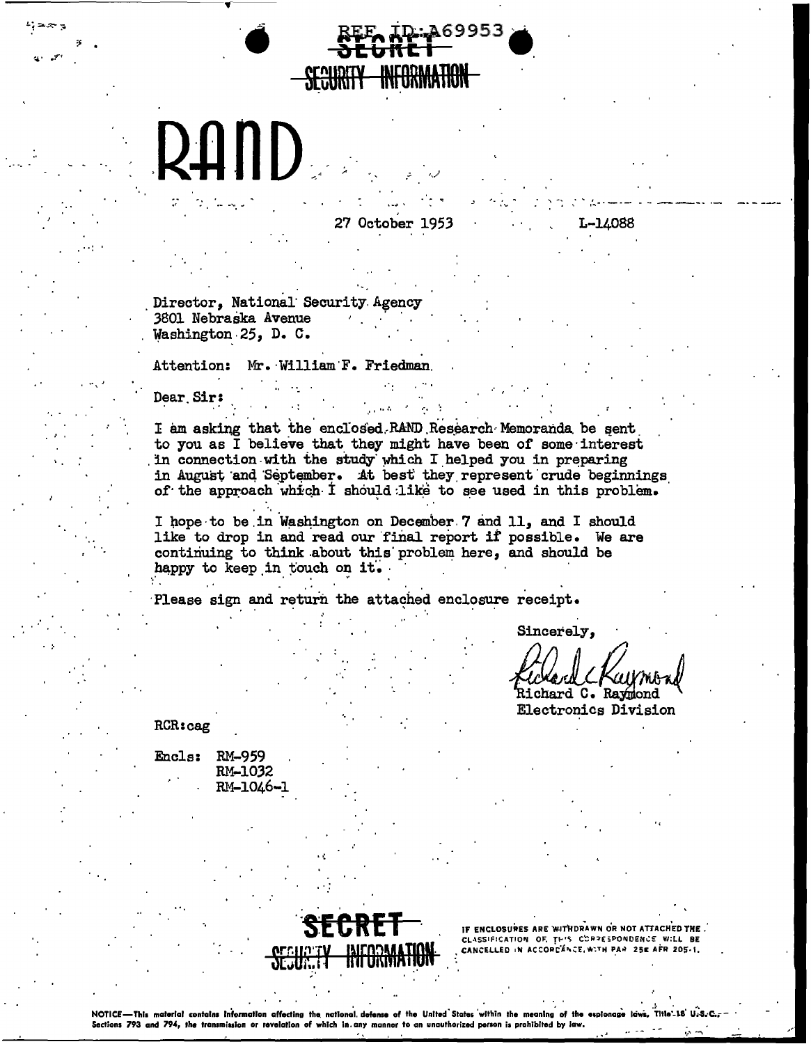REF ID:A69953

~~SECRET~~
~~SECURITY INFORMATION~~

# RAND

27 October 1953 L-14088

Director, National Security Agency
3801 Nebraska Avenue
Washington 25, D. C.

Attention: Mr. William F. Friedman

Dear Sir:

I am asking that the enclosed RAND Research Memoranda be sent to you as I believe that they might have been of some interest in connection with the study which I helped you in preparing in August and September. At best they represent crude beginnings of the approach which I should like to see used in this problem.

I hope to be in Washington on December 7 and 11, and I should like to drop in and read our final report if possible. We are continuing to think about this problem here, and should be happy to keep in touch on it.

Please sign and return the attached enclosure receipt.

Sincerely,

Richard C. Raymond
Richard C. Raymond
Electronics Division

RCR:cag

Encls: RM-959
RM-1032
RM-1046-1

~~SECRET~~
~~SECURITY INFORMATION~~

IF ENCLOSURES ARE WITHDRAWN OR NOT ATTACHED THE CLASSIFICATION OF THIS CORRESPONDENCE WILL BE CANCELLED IN ACCORDANCE WITH PAR 25E AFR 205-1.

NOTICE—This material contains information affecting the national defense of the United States within the meaning of the espionage laws, Title 18 U.S.C., Sections 793 and 794, the transmission or revelation of which in any manner to an unauthorized person is prohibited by law.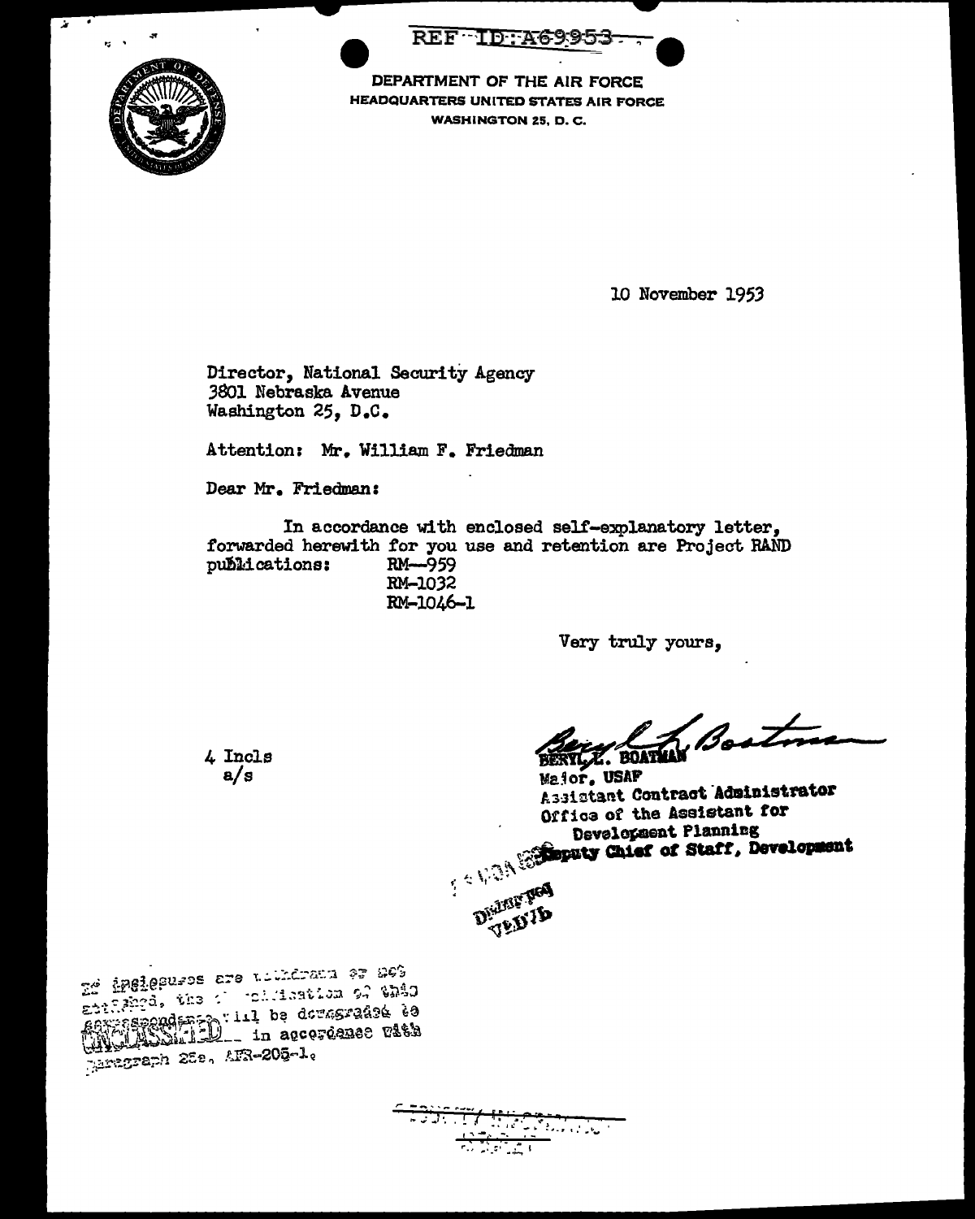REF ID:A69953

DEPARTMENT OF THE AIR FORCE
HEADQUARTERS UNITED STATES AIR FORCE
WASHINGTON 25, D. C.

10 November 1953

Director, National Security Agency
3801 Nebraska Avenue
Washington 25, D.C.

Attention: Mr. William F. Friedman

Dear Mr. Friedman:

In accordance with enclosed self-explanatory letter, forwarded herewith for you use and retention are Project RAND publications:
RM--959
RM-1032
RM-1046-1

Very truly yours,

4 Incls
a/s

BERYL L. BOATMAN
Major, USAF
Assistant Contract Administrator
Office of the Assistant for Development Planning
Deputy Chief of Staff, Development

If inclosures are withdrawn or not attached, the classification of this correspondence will be downgraded to UNCLASSIFIED in accordance with paragraph 28e, AFR-205-1.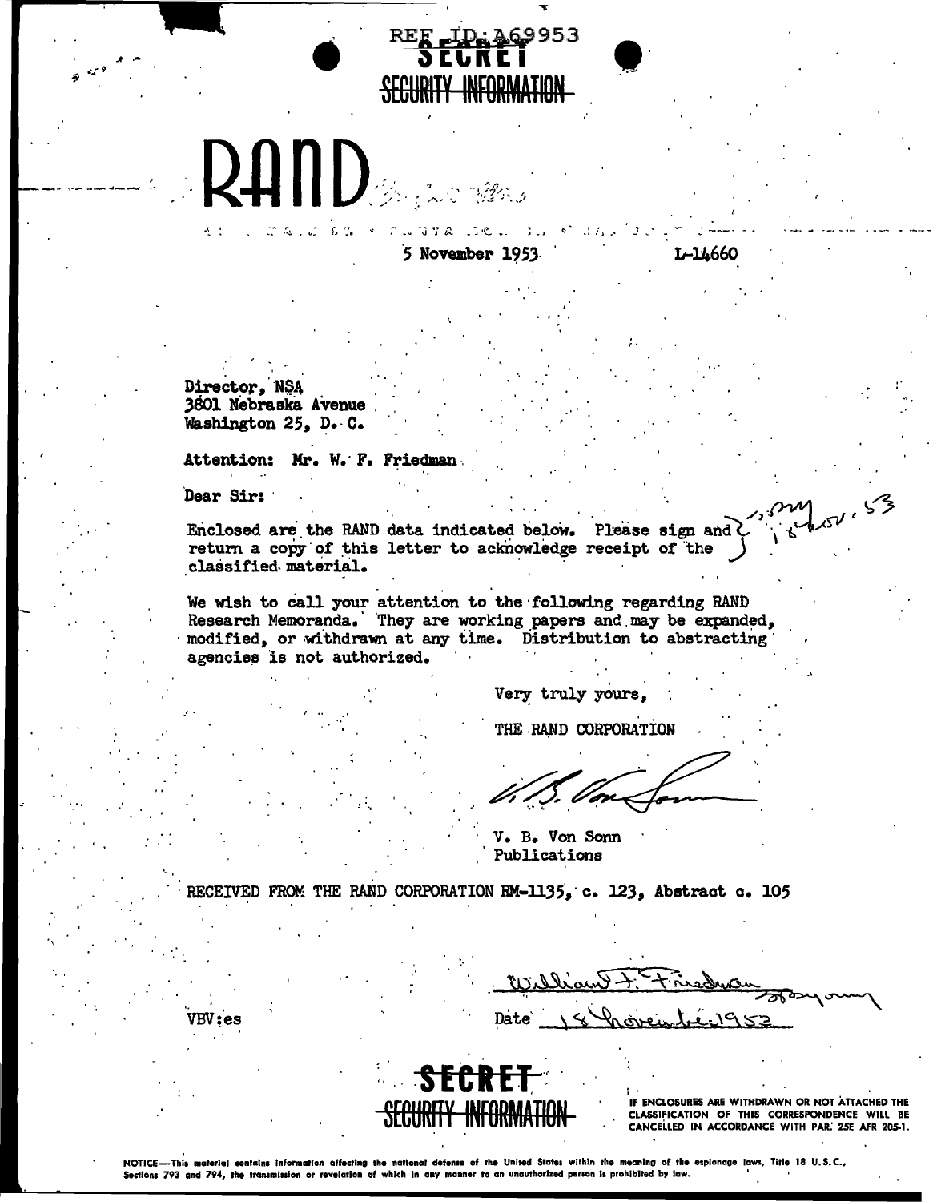REF ID:A69953

SECRET

~~SECURITY INFORMATION~~

# RAND

5 November 1953 L-14660

Director, NSA
3801 Nebraska Avenue
Washington 25, D. C.

Attention: Mr. W. F. Friedman

Dear Sir:

Enclosed are the RAND data indicated below. Please sign and return a copy of this letter to acknowledge receipt of the classified material.

We wish to call your attention to the following regarding RAND Research Memoranda. They are working papers and may be expanded, modified, or withdrawn at any time. Distribution to abstracting agencies is not authorized.

Very truly yours,

THE RAND CORPORATION

V. B. Von Sonn
Publications

RECEIVED FROM THE RAND CORPORATION RM-1135, c. 123, Abstract c. 105

William F. Friedman

Date 18 November 1953

VBV:es

SECRET

~~SECURITY INFORMATION~~

IF ENCLOSURES ARE WITHDRAWN OR NOT ATTACHED THE CLASSIFICATION OF THIS CORRESPONDENCE WILL BE CANCELLED IN ACCORDANCE WITH PAR. 25E AFR 205-1.

NOTICE—This material contains information affecting the national defense of the United States within the meaning of the espionage laws, Title 18 U.S.C., Sections 793 and 794, the transmission or revelation of which in any manner to an unauthorized person is prohibited by law.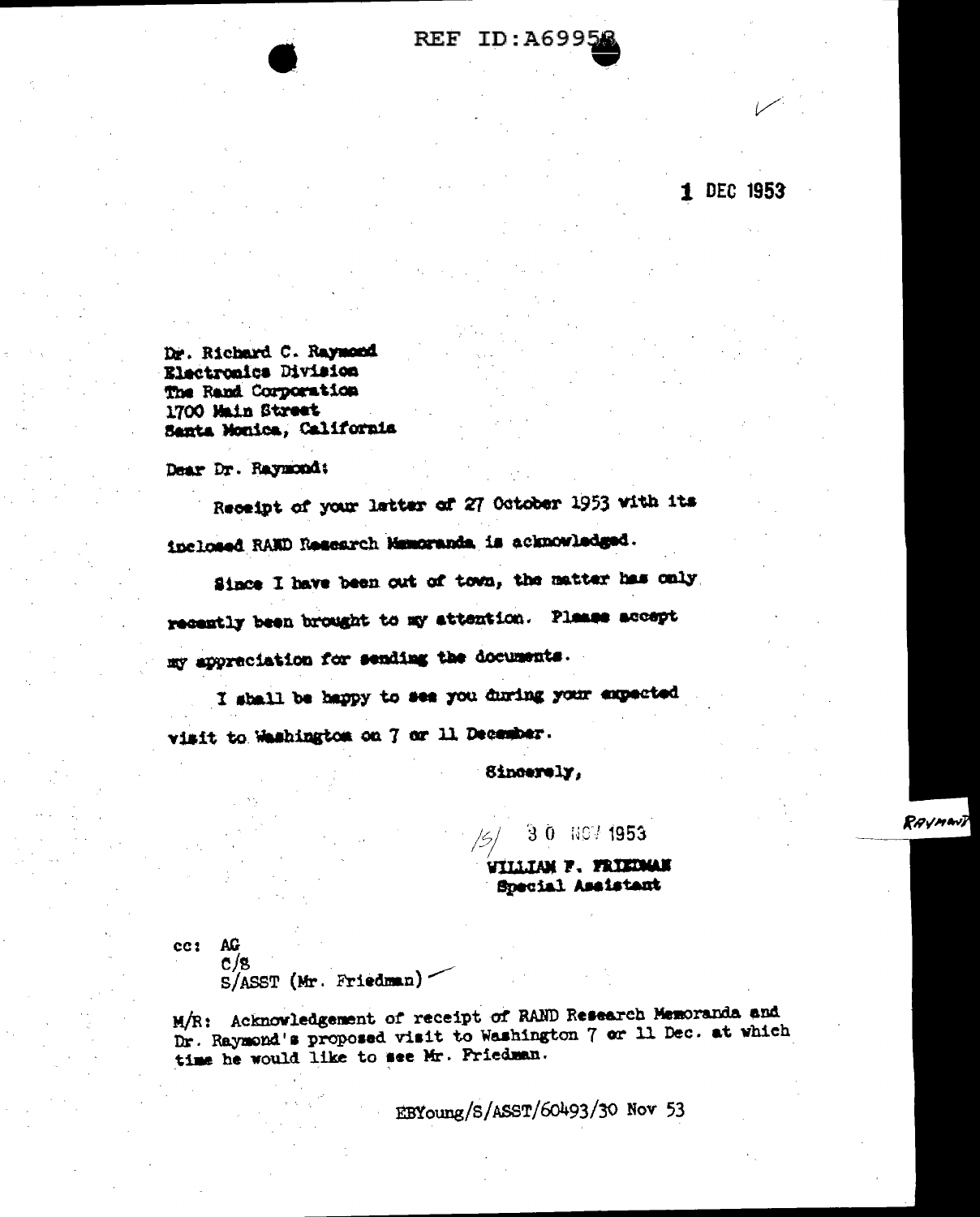REF ID:A69958

1 DEC 1953

Dr. Richard C. Raymond
Electronics Division
The Rand Corporation
1700 Main Street
Santa Monica, California

Dear Dr. Raymond:

Receipt of your letter of 27 October 1953 with its inclosed RAND Research Memoranda is acknowledged.

Since I have been out of town, the matter has only recently been brought to my attention. Please accept my appreciation for sending the documents.

I shall be happy to see you during your expected visit to Washington on 7 or 11 December.

Sincerely,

/S/ 30 NOV 1953

WILLIAM F. FRIEDMAN
Special Assistant

RAYMOND

cc: AG
C/S
S/ASST (Mr. Friedman)

M/R: Acknowledgement of receipt of RAND Research Memoranda and Dr. Raymond's proposed visit to Washington 7 or 11 Dec. at which time he would like to see Mr. Friedman.

EBYoung/S/ASST/60493/30 Nov 53